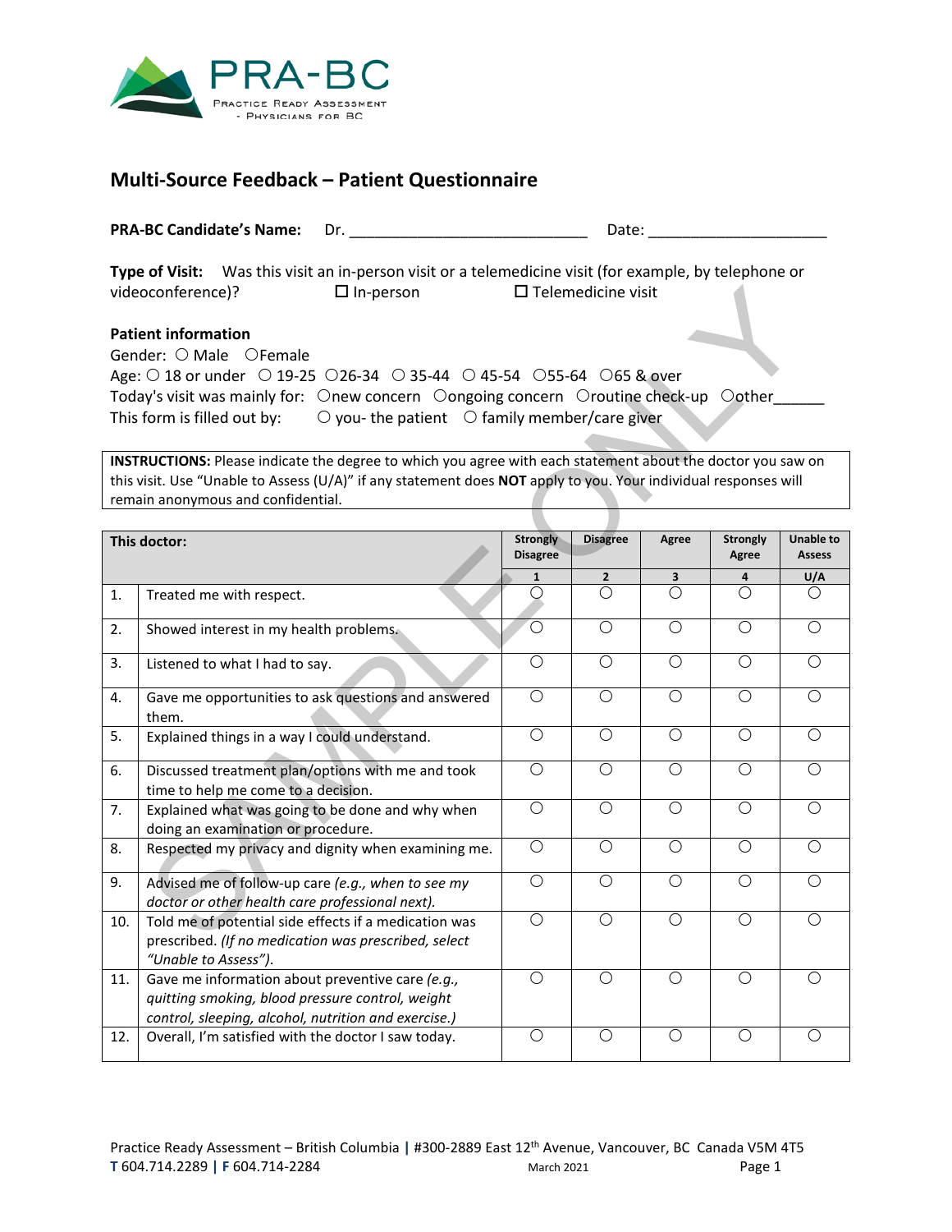PRA-BC
Practice Ready Assessment - Physicians for BC

# Multi-Source Feedback – Patient Questionnaire

**PRA-BC Candidate's Name:** Dr. ___________________________ Date: ____________________

**Type of Visit:** Was this visit an in-person visit or a telemedicine visit (for example, by telephone or videoconference)? ☐ In-person ☐ Telemedicine visit

**Patient information**

Gender: ○ Male ○Female

Age: ○ 18 or under ○ 19-25 ○26-34 ○ 35-44 ○ 45-54 ○55-64 ○65 & over

Today's visit was mainly for: ○new concern ○ongoing concern ○routine check-up ○other______

This form is filled out by: ○ you- the patient ○ family member/care giver

**INSTRUCTIONS:** Please indicate the degree to which you agree with each statement about the doctor you saw on this visit. Use "Unable to Assess (U/A)" if any statement does **NOT** apply to you. Your individual responses will remain anonymous and confidential.

| | This doctor: | Strongly Disagree | Disagree | Agree | Strongly Agree | Unable to Assess |
|---|---|---|---|---|---|---|
| | | 1 | 2 | 3 | 4 | U/A |
| 1. | Treated me with respect. | ○ | ○ | ○ | ○ | ○ |
| 2. | Showed interest in my health problems. | ○ | ○ | ○ | ○ | ○ |
| 3. | Listened to what I had to say. | ○ | ○ | ○ | ○ | ○ |
| 4. | Gave me opportunities to ask questions and answered them. | ○ | ○ | ○ | ○ | ○ |
| 5. | Explained things in a way I could understand. | ○ | ○ | ○ | ○ | ○ |
| 6. | Discussed treatment plan/options with me and took time to help me come to a decision. | ○ | ○ | ○ | ○ | ○ |
| 7. | Explained what was going to be done and why when doing an examination or procedure. | ○ | ○ | ○ | ○ | ○ |
| 8. | Respected my privacy and dignity when examining me. | ○ | ○ | ○ | ○ | ○ |
| 9. | Advised me of follow-up care *(e.g., when to see my doctor or other health care professional next).* | ○ | ○ | ○ | ○ | ○ |
| 10. | Told me of potential side effects if a medication was prescribed. *(If no medication was prescribed, select "Unable to Assess").* | ○ | ○ | ○ | ○ | ○ |
| 11. | Gave me information about preventive care *(e.g., quitting smoking, blood pressure control, weight control, sleeping, alcohol, nutrition and exercise.)* | ○ | ○ | ○ | ○ | ○ |
| 12. | Overall, I'm satisfied with the doctor I saw today. | ○ | ○ | ○ | ○ | ○ |

Practice Ready Assessment – British Columbia | #300-2889 East 12th Avenue, Vancouver, BC Canada V5M 4T5
T 604.714.2289 | F 604.714-2284 March 2021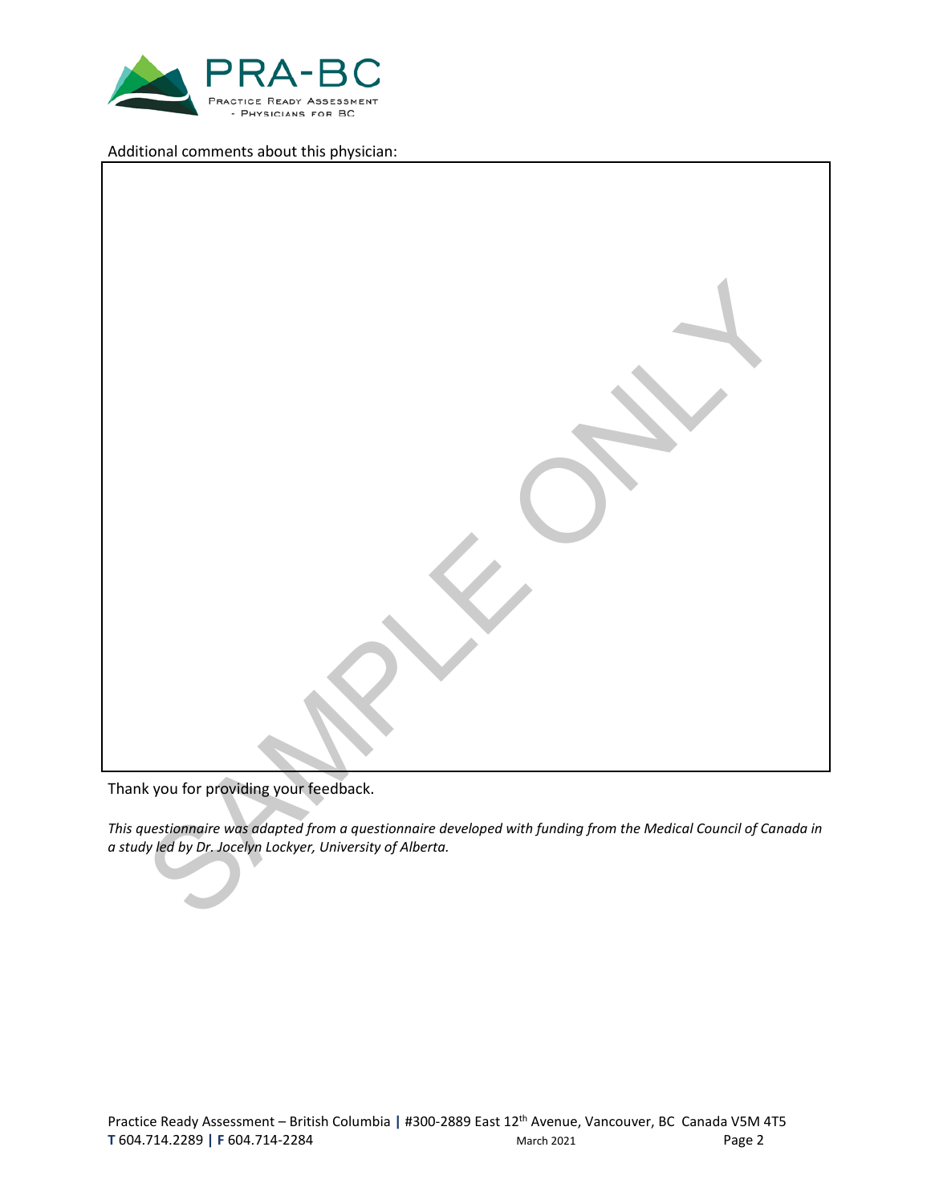Additional comments about this physician:

Thank you for providing your feedback.

*This questionnaire was adapted from a questionnaire developed with funding from the Medical Council of Canada in a study led by Dr. Jocelyn Lockyer, University of Alberta.*